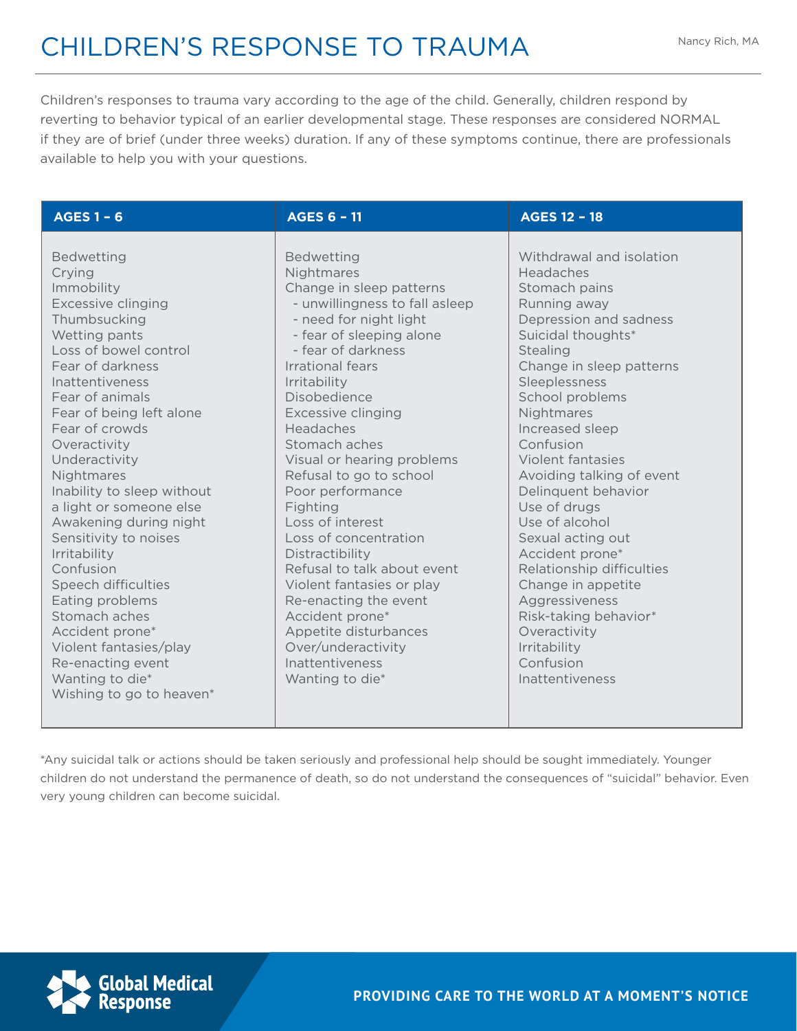# CHILDREN'S RESPONSE TO TRAUMA

Nancy Rich, MA

Children's responses to trauma vary according to the age of the child. Generally, children respond by reverting to behavior typical of an earlier developmental stage. These responses are considered NORMAL if they are of brief (under three weeks) duration. If any of these symptoms continue, there are professionals available to help you with your questions.

| AGES 1 – 6 | AGES 6 – 11 | AGES 12 – 18 |
|---|---|---|
| Bedwetting | Bedwetting | Withdrawal and isolation |
| Crying | Nightmares | Headaches |
| Immobility | Change in sleep patterns | Stomach pains |
| Excessive clinging | - unwillingness to fall asleep | Running away |
| Thumbsucking | - need for night light | Depression and sadness |
| Wetting pants | - fear of sleeping alone | Suicidal thoughts* |
| Loss of bowel control | - fear of darkness | Stealing |
| Fear of darkness | Irrational fears | Change in sleep patterns |
| Inattentiveness | Irritability | Sleeplessness |
| Fear of animals | Disobedience | School problems |
| Fear of being left alone | Excessive clinging | Nightmares |
| Fear of crowds | Headaches | Increased sleep |
| Overactivity | Stomach aches | Confusion |
| Underactivity | Visual or hearing problems | Violent fantasies |
| Nightmares | Refusal to go to school | Avoiding talking of event |
| Inability to sleep without a light or someone else | Poor performance | Delinquent behavior |
| Awakening during night | Fighting | Use of drugs |
| Sensitivity to noises | Loss of interest | Use of alcohol |
| Irritability | Loss of concentration | Sexual acting out |
| Confusion | Distractibility | Accident prone* |
| Speech difficulties | Refusal to talk about event | Relationship difficulties |
| Eating problems | Violent fantasies or play | Change in appetite |
| Stomach aches | Re-enacting the event | Aggressiveness |
| Accident prone* | Accident prone* | Risk-taking behavior* |
| Violent fantasies/play | Appetite disturbances | Overactivity |
| Re-enacting event | Over/underactivity | Irritability |
| Wanting to die* | Inattentiveness | Confusion |
| Wishing to go to heaven* | Wanting to die* | Inattentiveness |

*Any suicidal talk or actions should be taken seriously and professional help should be sought immediately. Younger children do not understand the permanence of death, so do not understand the consequences of "suicidal" behavior. Even very young children can become suicidal.

Global Medical Response

PROVIDING CARE TO THE WORLD AT A MOMENT'S NOTICE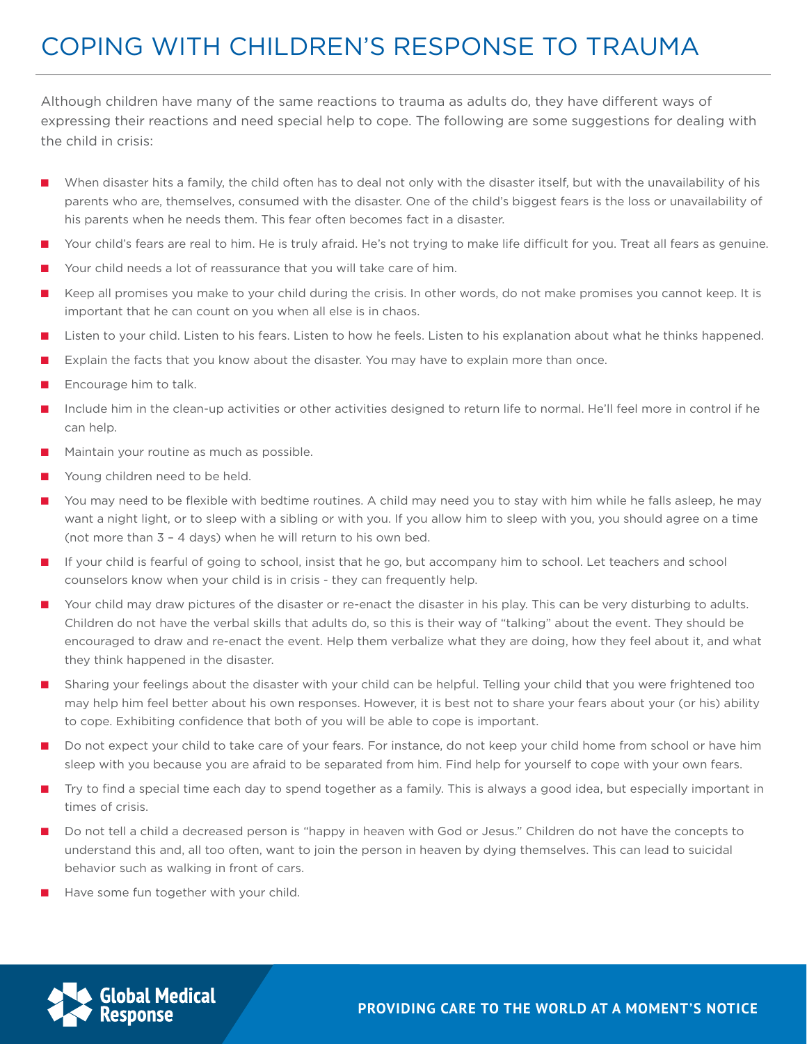# COPING WITH CHILDREN'S RESPONSE TO TRAUMA

Although children have many of the same reactions to trauma as adults do, they have different ways of expressing their reactions and need special help to cope. The following are some suggestions for dealing with the child in crisis:

- When disaster hits a family, the child often has to deal not only with the disaster itself, but with the unavailability of his parents who are, themselves, consumed with the disaster. One of the child's biggest fears is the loss or unavailability of his parents when he needs them. This fear often becomes fact in a disaster.
- Your child's fears are real to him. He is truly afraid. He's not trying to make life difficult for you. Treat all fears as genuine.
- Your child needs a lot of reassurance that you will take care of him.
- Keep all promises you make to your child during the crisis. In other words, do not make promises you cannot keep. It is important that he can count on you when all else is in chaos.
- Listen to your child. Listen to his fears. Listen to how he feels. Listen to his explanation about what he thinks happened.
- Explain the facts that you know about the disaster. You may have to explain more than once.
- Encourage him to talk.
- Include him in the clean-up activities or other activities designed to return life to normal. He'll feel more in control if he can help.
- Maintain your routine as much as possible.
- Young children need to be held.
- You may need to be flexible with bedtime routines. A child may need you to stay with him while he falls asleep, he may want a night light, or to sleep with a sibling or with you. If you allow him to sleep with you, you should agree on a time (not more than 3 – 4 days) when he will return to his own bed.
- If your child is fearful of going to school, insist that he go, but accompany him to school. Let teachers and school counselors know when your child is in crisis - they can frequently help.
- Your child may draw pictures of the disaster or re-enact the disaster in his play. This can be very disturbing to adults. Children do not have the verbal skills that adults do, so this is their way of "talking" about the event. They should be encouraged to draw and re-enact the event. Help them verbalize what they are doing, how they feel about it, and what they think happened in the disaster.
- Sharing your feelings about the disaster with your child can be helpful. Telling your child that you were frightened too may help him feel better about his own responses. However, it is best not to share your fears about your (or his) ability to cope. Exhibiting confidence that both of you will be able to cope is important.
- Do not expect your child to take care of your fears. For instance, do not keep your child home from school or have him sleep with you because you are afraid to be separated from him. Find help for yourself to cope with your own fears.
- Try to find a special time each day to spend together as a family. This is always a good idea, but especially important in times of crisis.
- Do not tell a child a decreased person is "happy in heaven with God or Jesus." Children do not have the concepts to understand this and, all too often, want to join the person in heaven by dying themselves. This can lead to suicidal behavior such as walking in front of cars.
- Have some fun together with your child.

Global Medical Response

PROVIDING CARE TO THE WORLD AT A MOMENT'S NOTICE